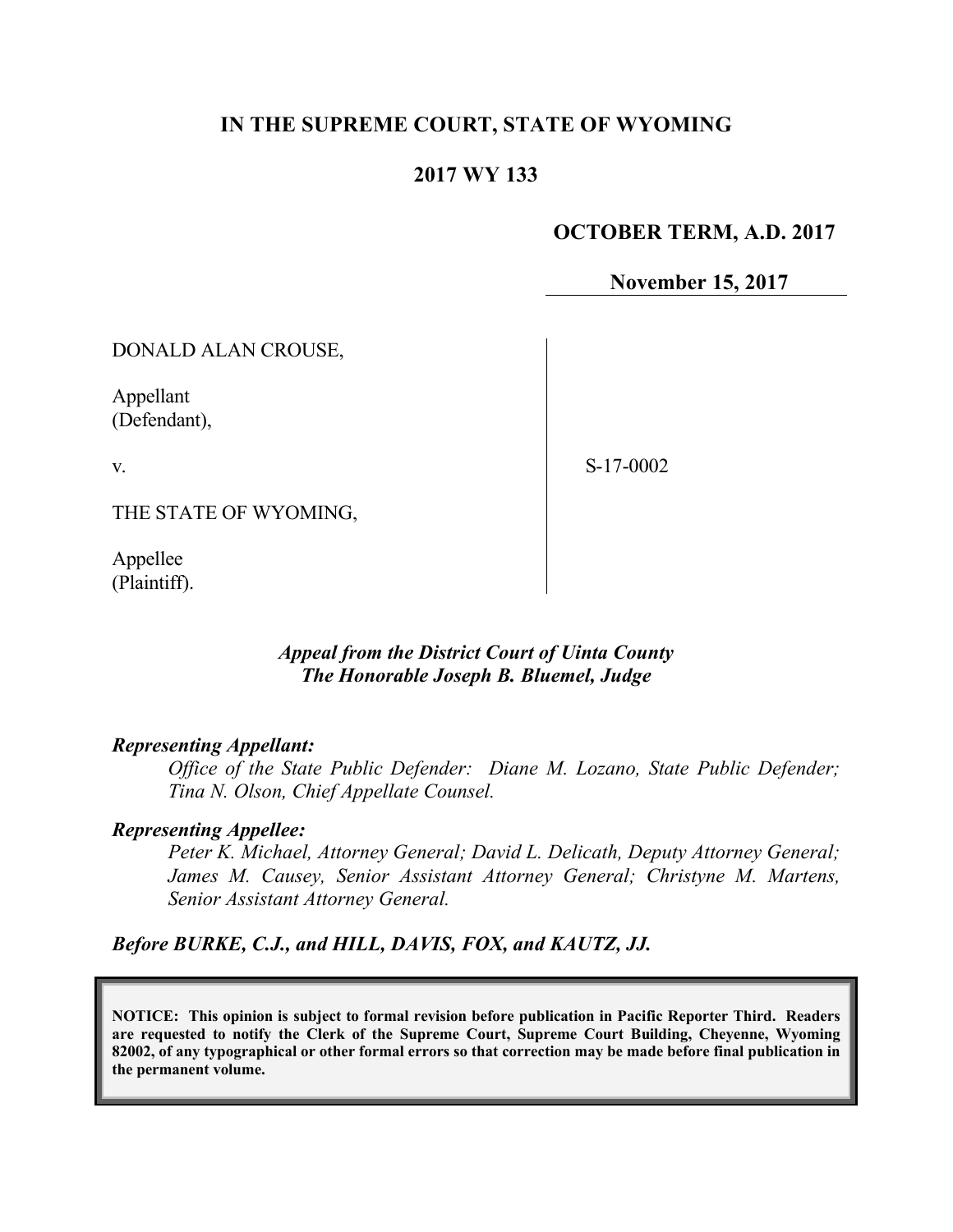**IN THE SUPREME COURT, STATE OF WYOMING**

**2017 WY 133**

**OCTOBER TERM, A.D. 2017**

**November 15, 2017**

DONALD ALAN CROUSE,

Appellant
(Defendant),

v.

THE STATE OF WYOMING,

Appellee
(Plaintiff).

S-17-0002

***Appeal from the District Court of Uinta County***
***The Honorable Joseph B. Bluemel, Judge***

***Representing Appellant:***

*Office of the State Public Defender: Diane M. Lozano, State Public Defender; Tina N. Olson, Chief Appellate Counsel.*

***Representing Appellee:***

*Peter K. Michael, Attorney General; David L. Delicath, Deputy Attorney General; James M. Causey, Senior Assistant Attorney General; Christyne M. Martens, Senior Assistant Attorney General.*

***Before BURKE, C.J., and HILL, DAVIS, FOX, and KAUTZ, JJ.***

**NOTICE: This opinion is subject to formal revision before publication in Pacific Reporter Third. Readers are requested to notify the Clerk of the Supreme Court, Supreme Court Building, Cheyenne, Wyoming 82002, of any typographical or other formal errors so that correction may be made before final publication in the permanent volume.**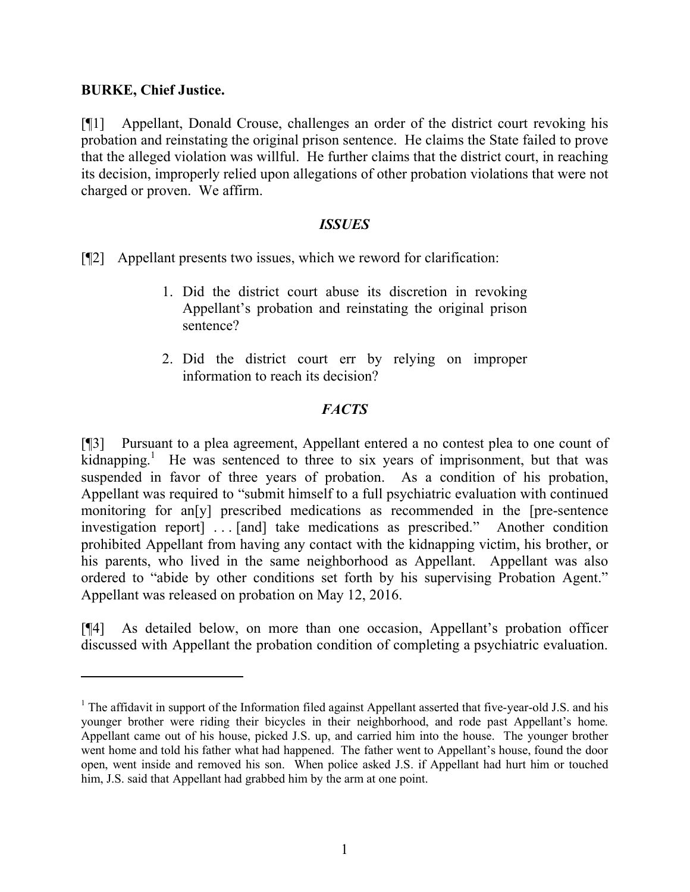**BURKE, Chief Justice.**

[¶1] Appellant, Donald Crouse, challenges an order of the district court revoking his probation and reinstating the original prison sentence. He claims the State failed to prove that the alleged violation was willful. He further claims that the district court, in reaching its decision, improperly relied upon allegations of other probation violations that were not charged or proven. We affirm.

### *ISSUES*

[¶2] Appellant presents two issues, which we reword for clarification:

> 1. Did the district court abuse its discretion in revoking Appellant's probation and reinstating the original prison sentence?
>
> 2. Did the district court err by relying on improper information to reach its decision?

### *FACTS*

[¶3] Pursuant to a plea agreement, Appellant entered a no contest plea to one count of kidnapping.[1] He was sentenced to three to six years of imprisonment, but that was suspended in favor of three years of probation. As a condition of his probation, Appellant was required to "submit himself to a full psychiatric evaluation with continued monitoring for an[y] prescribed medications as recommended in the [pre-sentence investigation report] . . . [and] take medications as prescribed." Another condition prohibited Appellant from having any contact with the kidnapping victim, his brother, or his parents, who lived in the same neighborhood as Appellant. Appellant was also ordered to "abide by other conditions set forth by his supervising Probation Agent." Appellant was released on probation on May 12, 2016.

[¶4] As detailed below, on more than one occasion, Appellant's probation officer discussed with Appellant the probation condition of completing a psychiatric evaluation.

---

[1] The affidavit in support of the Information filed against Appellant asserted that five-year-old J.S. and his younger brother were riding their bicycles in their neighborhood, and rode past Appellant's home. Appellant came out of his house, picked J.S. up, and carried him into the house. The younger brother went home and told his father what had happened. The father went to Appellant's house, found the door open, went inside and removed his son. When police asked J.S. if Appellant had hurt him or touched him, J.S. said that Appellant had grabbed him by the arm at one point.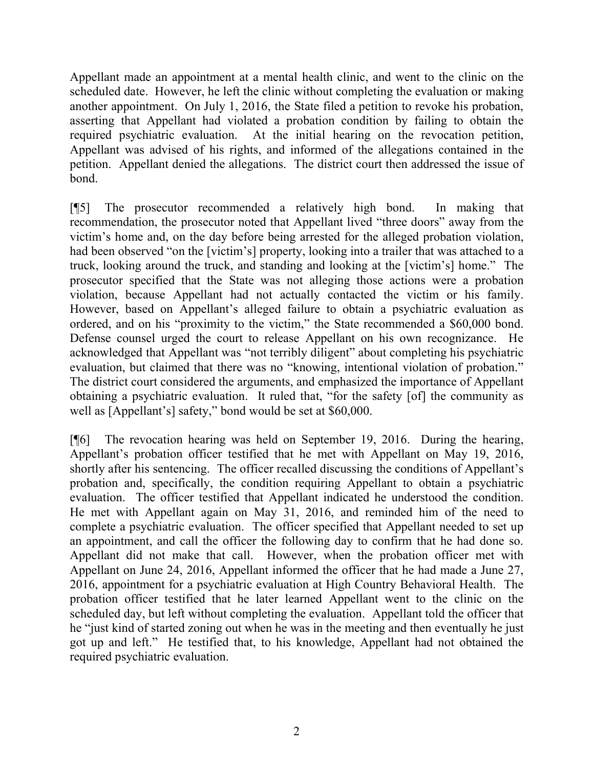Appellant made an appointment at a mental health clinic, and went to the clinic on the scheduled date. However, he left the clinic without completing the evaluation or making another appointment. On July 1, 2016, the State filed a petition to revoke his probation, asserting that Appellant had violated a probation condition by failing to obtain the required psychiatric evaluation. At the initial hearing on the revocation petition, Appellant was advised of his rights, and informed of the allegations contained in the petition. Appellant denied the allegations. The district court then addressed the issue of bond.

[¶5] The prosecutor recommended a relatively high bond. In making that recommendation, the prosecutor noted that Appellant lived "three doors" away from the victim's home and, on the day before being arrested for the alleged probation violation, had been observed "on the [victim's] property, looking into a trailer that was attached to a truck, looking around the truck, and standing and looking at the [victim's] home." The prosecutor specified that the State was not alleging those actions were a probation violation, because Appellant had not actually contacted the victim or his family. However, based on Appellant's alleged failure to obtain a psychiatric evaluation as ordered, and on his "proximity to the victim," the State recommended a $60,000 bond. Defense counsel urged the court to release Appellant on his own recognizance. He acknowledged that Appellant was "not terribly diligent" about completing his psychiatric evaluation, but claimed that there was no "knowing, intentional violation of probation." The district court considered the arguments, and emphasized the importance of Appellant obtaining a psychiatric evaluation. It ruled that, "for the safety [of] the community as well as [Appellant's] safety," bond would be set at $60,000.

[¶6] The revocation hearing was held on September 19, 2016. During the hearing, Appellant's probation officer testified that he met with Appellant on May 19, 2016, shortly after his sentencing. The officer recalled discussing the conditions of Appellant's probation and, specifically, the condition requiring Appellant to obtain a psychiatric evaluation. The officer testified that Appellant indicated he understood the condition. He met with Appellant again on May 31, 2016, and reminded him of the need to complete a psychiatric evaluation. The officer specified that Appellant needed to set up an appointment, and call the officer the following day to confirm that he had done so. Appellant did not make that call. However, when the probation officer met with Appellant on June 24, 2016, Appellant informed the officer that he had made a June 27, 2016, appointment for a psychiatric evaluation at High Country Behavioral Health. The probation officer testified that he later learned Appellant went to the clinic on the scheduled day, but left without completing the evaluation. Appellant told the officer that he "just kind of started zoning out when he was in the meeting and then eventually he just got up and left." He testified that, to his knowledge, Appellant had not obtained the required psychiatric evaluation.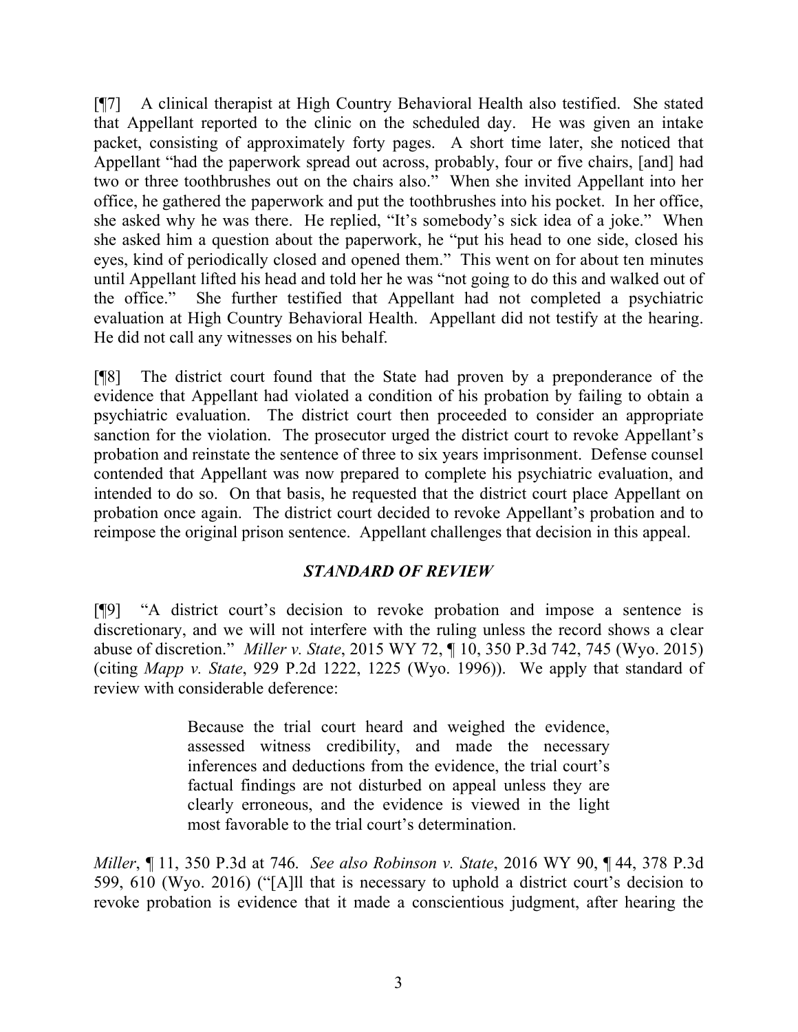[¶7] A clinical therapist at High Country Behavioral Health also testified. She stated that Appellant reported to the clinic on the scheduled day. He was given an intake packet, consisting of approximately forty pages. A short time later, she noticed that Appellant "had the paperwork spread out across, probably, four or five chairs, [and] had two or three toothbrushes out on the chairs also." When she invited Appellant into her office, he gathered the paperwork and put the toothbrushes into his pocket. In her office, she asked why he was there. He replied, "It's somebody's sick idea of a joke." When she asked him a question about the paperwork, he "put his head to one side, closed his eyes, kind of periodically closed and opened them." This went on for about ten minutes until Appellant lifted his head and told her he was "not going to do this and walked out of the office." She further testified that Appellant had not completed a psychiatric evaluation at High Country Behavioral Health. Appellant did not testify at the hearing. He did not call any witnesses on his behalf.

[¶8] The district court found that the State had proven by a preponderance of the evidence that Appellant had violated a condition of his probation by failing to obtain a psychiatric evaluation. The district court then proceeded to consider an appropriate sanction for the violation. The prosecutor urged the district court to revoke Appellant's probation and reinstate the sentence of three to six years imprisonment. Defense counsel contended that Appellant was now prepared to complete his psychiatric evaluation, and intended to do so. On that basis, he requested that the district court place Appellant on probation once again. The district court decided to revoke Appellant's probation and to reimpose the original prison sentence. Appellant challenges that decision in this appeal.

## *STANDARD OF REVIEW*

[¶9] "A district court's decision to revoke probation and impose a sentence is discretionary, and we will not interfere with the ruling unless the record shows a clear abuse of discretion." *Miller v. State*, 2015 WY 72, ¶ 10, 350 P.3d 742, 745 (Wyo. 2015) (citing *Mapp v. State*, 929 P.2d 1222, 1225 (Wyo. 1996)). We apply that standard of review with considerable deference:

> Because the trial court heard and weighed the evidence, assessed witness credibility, and made the necessary inferences and deductions from the evidence, the trial court's factual findings are not disturbed on appeal unless they are clearly erroneous, and the evidence is viewed in the light most favorable to the trial court's determination.

*Miller*, ¶ 11, 350 P.3d at 746. *See also Robinson v. State*, 2016 WY 90, ¶ 44, 378 P.3d 599, 610 (Wyo. 2016) ("[A]ll that is necessary to uphold a district court's decision to revoke probation is evidence that it made a conscientious judgment, after hearing the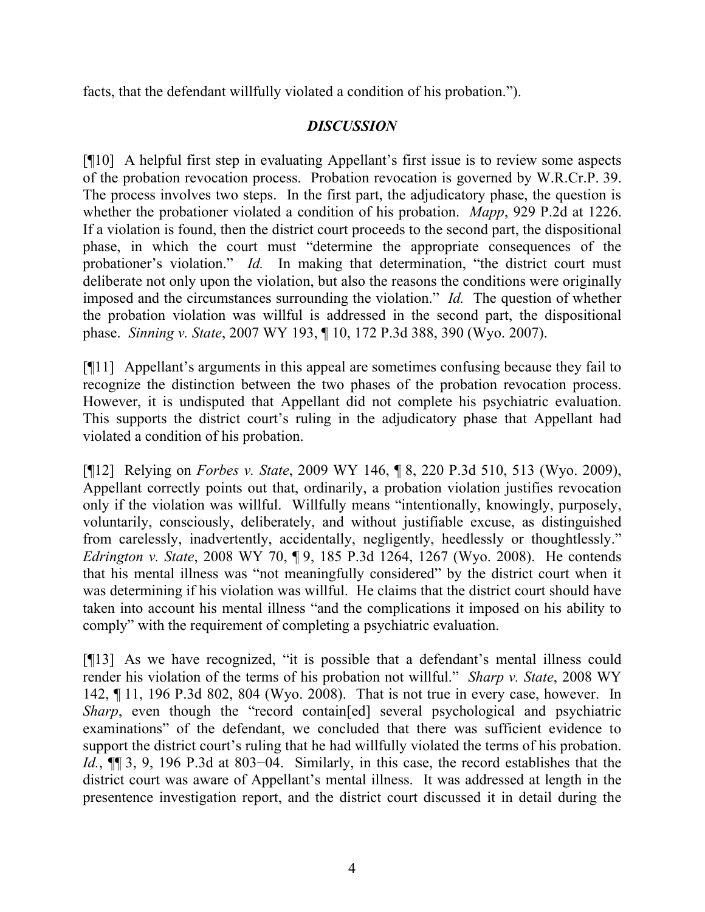facts, that the defendant willfully violated a condition of his probation.").

## *DISCUSSION*

[¶10] A helpful first step in evaluating Appellant's first issue is to review some aspects of the probation revocation process. Probation revocation is governed by W.R.Cr.P. 39. The process involves two steps. In the first part, the adjudicatory phase, the question is whether the probationer violated a condition of his probation. *Mapp*, 929 P.2d at 1226. If a violation is found, then the district court proceeds to the second part, the dispositional phase, in which the court must "determine the appropriate consequences of the probationer's violation." *Id.* In making that determination, "the district court must deliberate not only upon the violation, but also the reasons the conditions were originally imposed and the circumstances surrounding the violation." *Id.* The question of whether the probation violation was willful is addressed in the second part, the dispositional phase. *Sinning v. State*, 2007 WY 193, ¶ 10, 172 P.3d 388, 390 (Wyo. 2007).

[¶11] Appellant's arguments in this appeal are sometimes confusing because they fail to recognize the distinction between the two phases of the probation revocation process. However, it is undisputed that Appellant did not complete his psychiatric evaluation. This supports the district court's ruling in the adjudicatory phase that Appellant had violated a condition of his probation.

[¶12] Relying on *Forbes v. State*, 2009 WY 146, ¶ 8, 220 P.3d 510, 513 (Wyo. 2009), Appellant correctly points out that, ordinarily, a probation violation justifies revocation only if the violation was willful. Willfully means "intentionally, knowingly, purposely, voluntarily, consciously, deliberately, and without justifiable excuse, as distinguished from carelessly, inadvertently, accidentally, negligently, heedlessly or thoughtlessly." *Edrington v. State*, 2008 WY 70, ¶ 9, 185 P.3d 1264, 1267 (Wyo. 2008). He contends that his mental illness was "not meaningfully considered" by the district court when it was determining if his violation was willful. He claims that the district court should have taken into account his mental illness "and the complications it imposed on his ability to comply" with the requirement of completing a psychiatric evaluation.

[¶13] As we have recognized, "it is possible that a defendant's mental illness could render his violation of the terms of his probation not willful." *Sharp v. State*, 2008 WY 142, ¶ 11, 196 P.3d 802, 804 (Wyo. 2008). That is not true in every case, however. In *Sharp*, even though the "record contain[ed] several psychological and psychiatric examinations" of the defendant, we concluded that there was sufficient evidence to support the district court's ruling that he had willfully violated the terms of his probation. *Id.*, ¶¶ 3, 9, 196 P.3d at 803−04. Similarly, in this case, the record establishes that the district court was aware of Appellant's mental illness. It was addressed at length in the presentence investigation report, and the district court discussed it in detail during the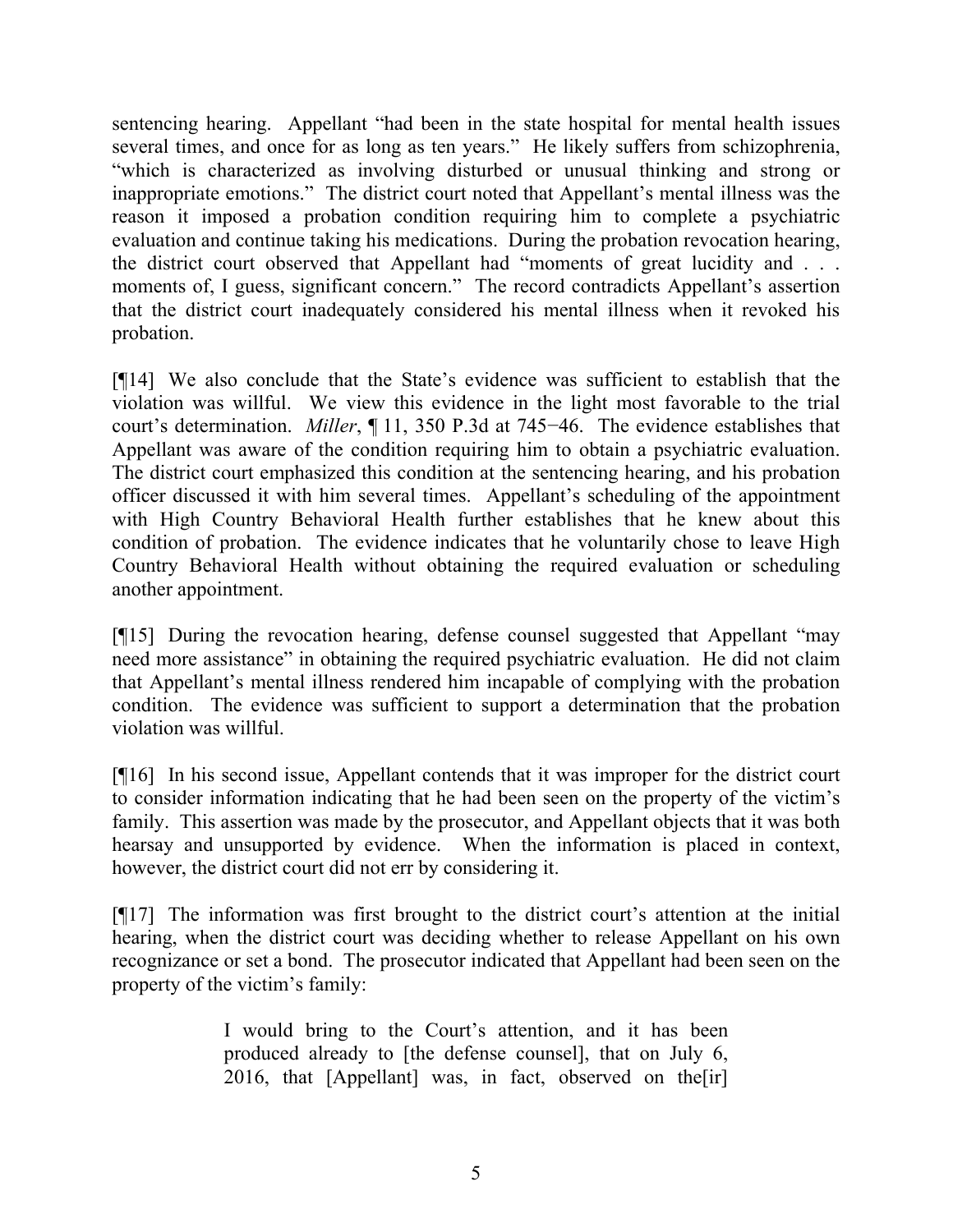sentencing hearing. Appellant "had been in the state hospital for mental health issues several times, and once for as long as ten years." He likely suffers from schizophrenia, "which is characterized as involving disturbed or unusual thinking and strong or inappropriate emotions." The district court noted that Appellant's mental illness was the reason it imposed a probation condition requiring him to complete a psychiatric evaluation and continue taking his medications. During the probation revocation hearing, the district court observed that Appellant had "moments of great lucidity and . . . moments of, I guess, significant concern." The record contradicts Appellant's assertion that the district court inadequately considered his mental illness when it revoked his probation.

[¶14] We also conclude that the State's evidence was sufficient to establish that the violation was willful. We view this evidence in the light most favorable to the trial court's determination. *Miller*, ¶ 11, 350 P.3d at 745−46. The evidence establishes that Appellant was aware of the condition requiring him to obtain a psychiatric evaluation. The district court emphasized this condition at the sentencing hearing, and his probation officer discussed it with him several times. Appellant's scheduling of the appointment with High Country Behavioral Health further establishes that he knew about this condition of probation. The evidence indicates that he voluntarily chose to leave High Country Behavioral Health without obtaining the required evaluation or scheduling another appointment.

[¶15] During the revocation hearing, defense counsel suggested that Appellant "may need more assistance" in obtaining the required psychiatric evaluation. He did not claim that Appellant's mental illness rendered him incapable of complying with the probation condition. The evidence was sufficient to support a determination that the probation violation was willful.

[¶16] In his second issue, Appellant contends that it was improper for the district court to consider information indicating that he had been seen on the property of the victim's family. This assertion was made by the prosecutor, and Appellant objects that it was both hearsay and unsupported by evidence. When the information is placed in context, however, the district court did not err by considering it.

[¶17] The information was first brought to the district court's attention at the initial hearing, when the district court was deciding whether to release Appellant on his own recognizance or set a bond. The prosecutor indicated that Appellant had been seen on the property of the victim's family:

> I would bring to the Court's attention, and it has been produced already to [the defense counsel], that on July 6, 2016, that [Appellant] was, in fact, observed on the[ir]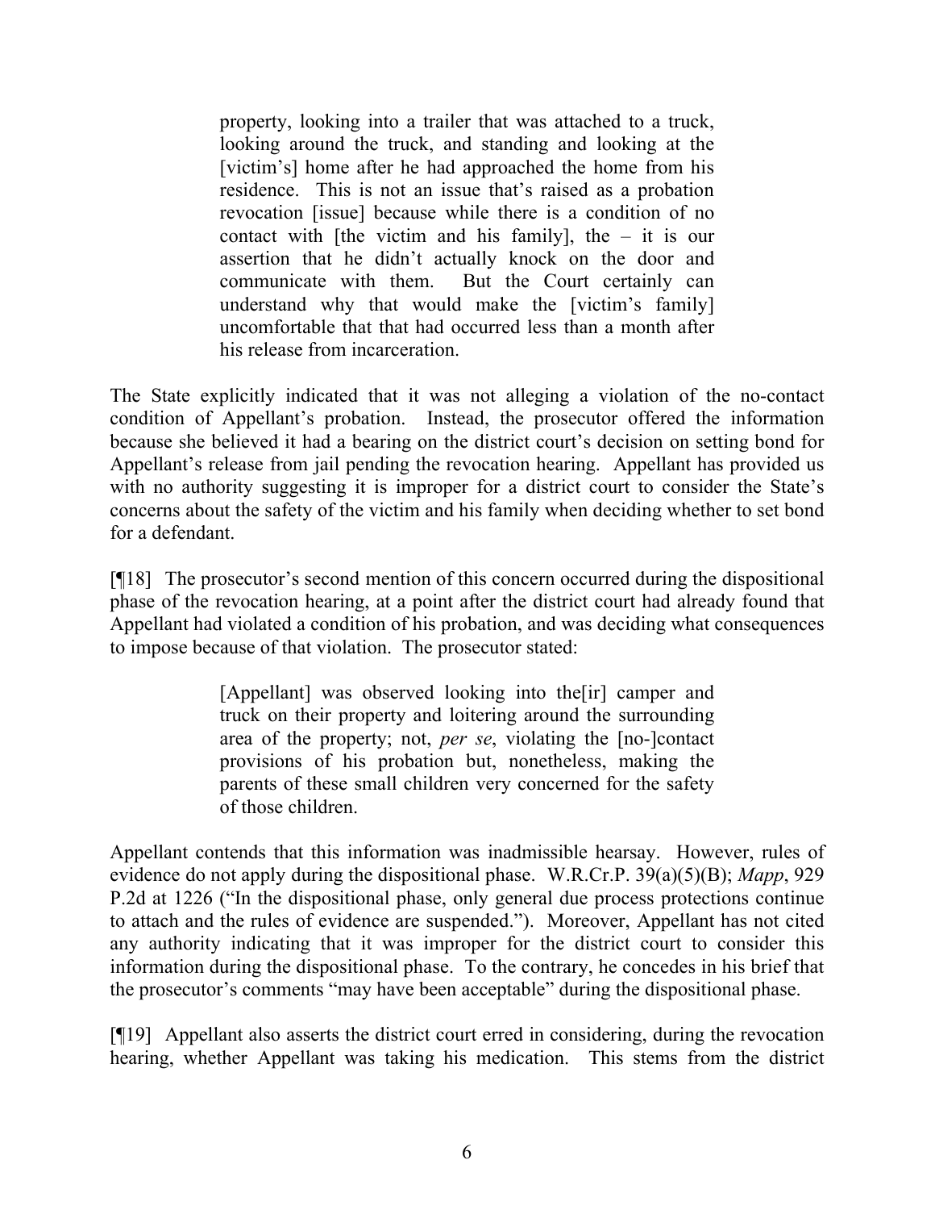> property, looking into a trailer that was attached to a truck, looking around the truck, and standing and looking at the [victim's] home after he had approached the home from his residence. This is not an issue that's raised as a probation revocation [issue] because while there is a condition of no contact with [the victim and his family], the – it is our assertion that he didn't actually knock on the door and communicate with them. But the Court certainly can understand why that would make the [victim's family] uncomfortable that that had occurred less than a month after his release from incarceration.

The State explicitly indicated that it was not alleging a violation of the no-contact condition of Appellant's probation. Instead, the prosecutor offered the information because she believed it had a bearing on the district court's decision on setting bond for Appellant's release from jail pending the revocation hearing. Appellant has provided us with no authority suggesting it is improper for a district court to consider the State's concerns about the safety of the victim and his family when deciding whether to set bond for a defendant.

[¶18] The prosecutor's second mention of this concern occurred during the dispositional phase of the revocation hearing, at a point after the district court had already found that Appellant had violated a condition of his probation, and was deciding what consequences to impose because of that violation. The prosecutor stated:

> [Appellant] was observed looking into the[ir] camper and truck on their property and loitering around the surrounding area of the property; not, *per se*, violating the [no-]contact provisions of his probation but, nonetheless, making the parents of these small children very concerned for the safety of those children.

Appellant contends that this information was inadmissible hearsay. However, rules of evidence do not apply during the dispositional phase. W.R.Cr.P. 39(a)(5)(B); *Mapp*, 929 P.2d at 1226 ("In the dispositional phase, only general due process protections continue to attach and the rules of evidence are suspended."). Moreover, Appellant has not cited any authority indicating that it was improper for the district court to consider this information during the dispositional phase. To the contrary, he concedes in his brief that the prosecutor's comments "may have been acceptable" during the dispositional phase.

[¶19] Appellant also asserts the district court erred in considering, during the revocation hearing, whether Appellant was taking his medication. This stems from the district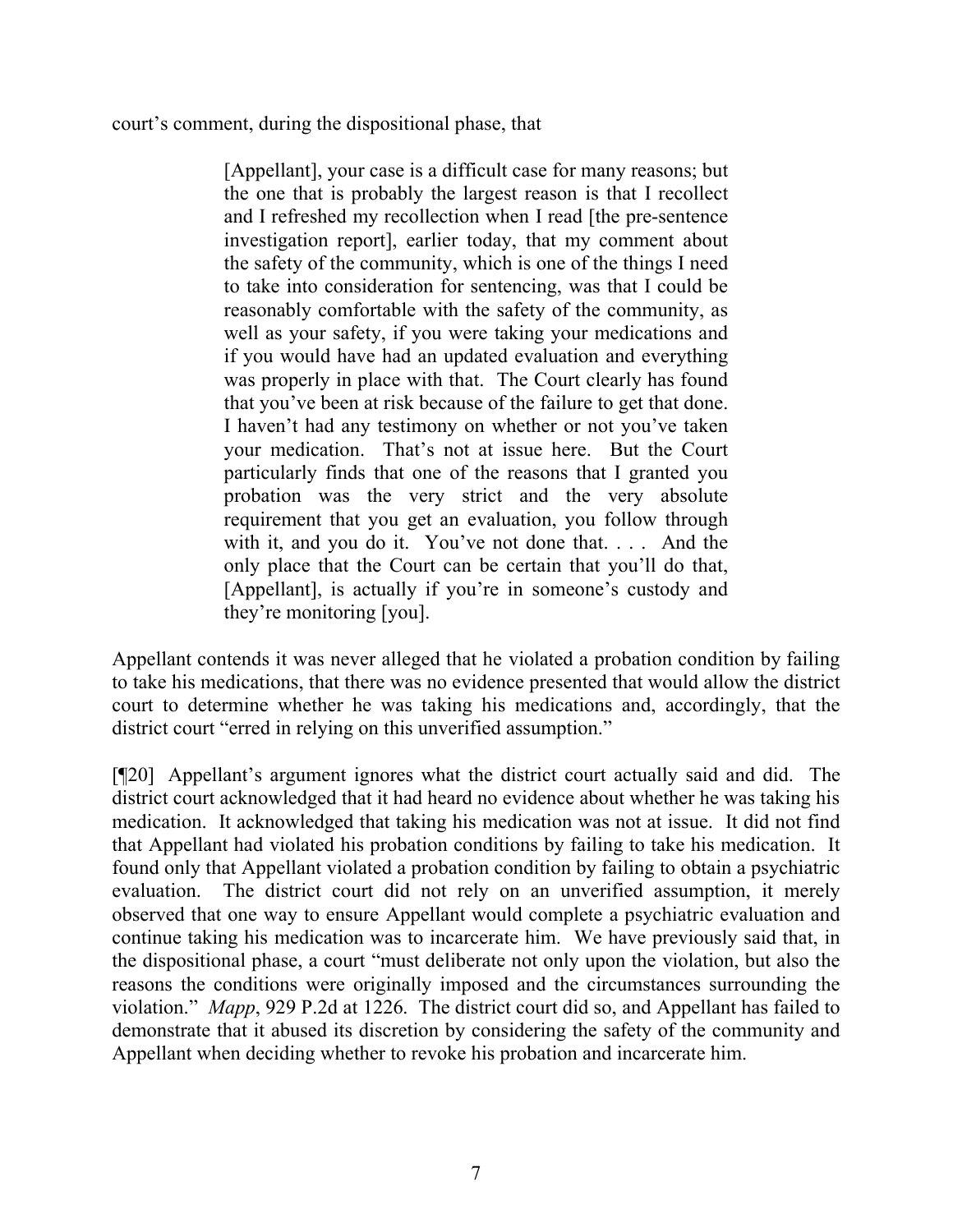court's comment, during the dispositional phase, that

> [Appellant], your case is a difficult case for many reasons; but the one that is probably the largest reason is that I recollect and I refreshed my recollection when I read [the pre-sentence investigation report], earlier today, that my comment about the safety of the community, which is one of the things I need to take into consideration for sentencing, was that I could be reasonably comfortable with the safety of the community, as well as your safety, if you were taking your medications and if you would have had an updated evaluation and everything was properly in place with that. The Court clearly has found that you've been at risk because of the failure to get that done. I haven't had any testimony on whether or not you've taken your medication. That's not at issue here. But the Court particularly finds that one of the reasons that I granted you probation was the very strict and the very absolute requirement that you get an evaluation, you follow through with it, and you do it. You've not done that. . . . And the only place that the Court can be certain that you'll do that, [Appellant], is actually if you're in someone's custody and they're monitoring [you].

Appellant contends it was never alleged that he violated a probation condition by failing to take his medications, that there was no evidence presented that would allow the district court to determine whether he was taking his medications and, accordingly, that the district court "erred in relying on this unverified assumption."

[¶20] Appellant's argument ignores what the district court actually said and did. The district court acknowledged that it had heard no evidence about whether he was taking his medication. It acknowledged that taking his medication was not at issue. It did not find that Appellant had violated his probation conditions by failing to take his medication. It found only that Appellant violated a probation condition by failing to obtain a psychiatric evaluation. The district court did not rely on an unverified assumption, it merely observed that one way to ensure Appellant would complete a psychiatric evaluation and continue taking his medication was to incarcerate him. We have previously said that, in the dispositional phase, a court "must deliberate not only upon the violation, but also the reasons the conditions were originally imposed and the circumstances surrounding the violation." *Mapp*, 929 P.2d at 1226. The district court did so, and Appellant has failed to demonstrate that it abused its discretion by considering the safety of the community and Appellant when deciding whether to revoke his probation and incarcerate him.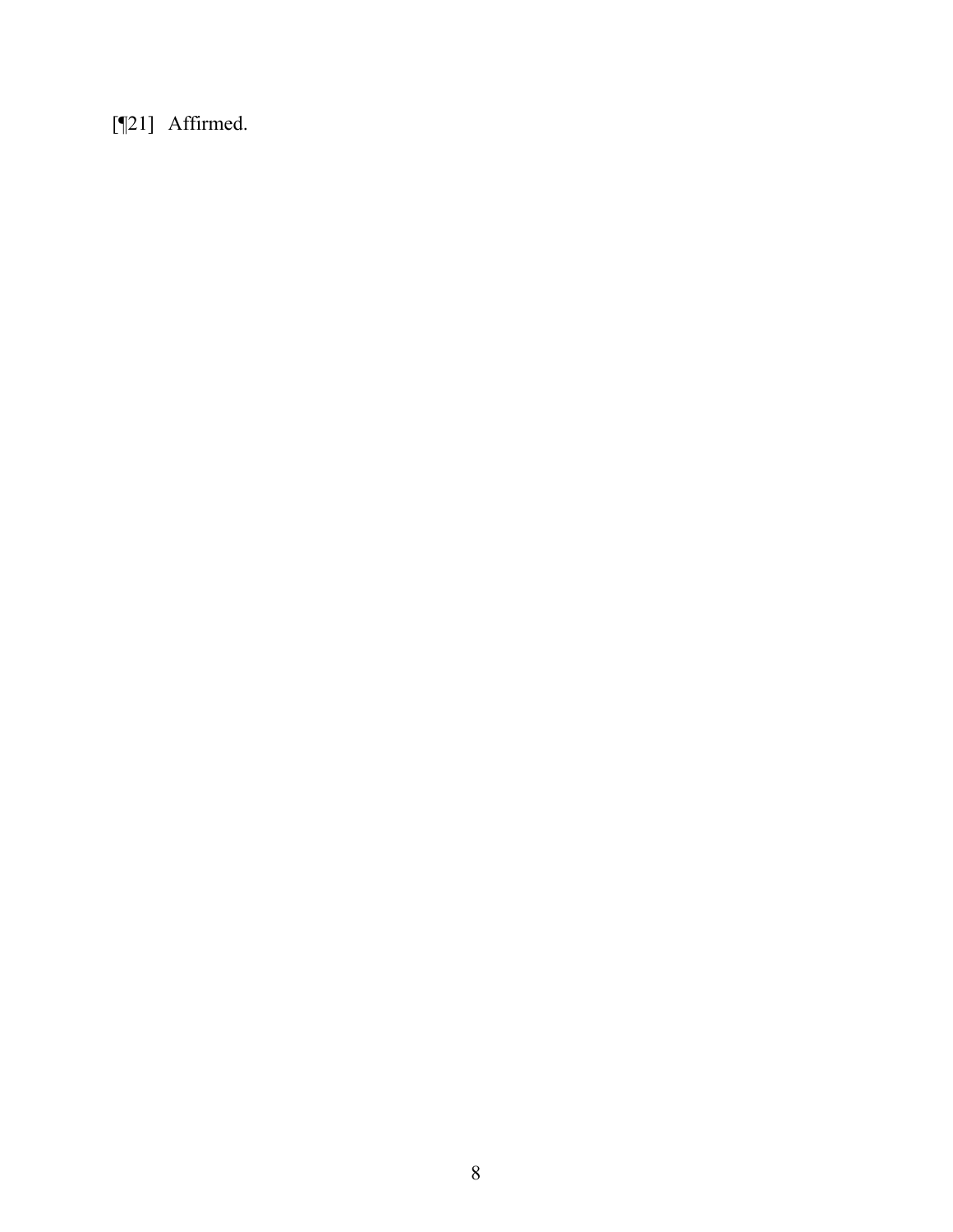[¶21] Affirmed.